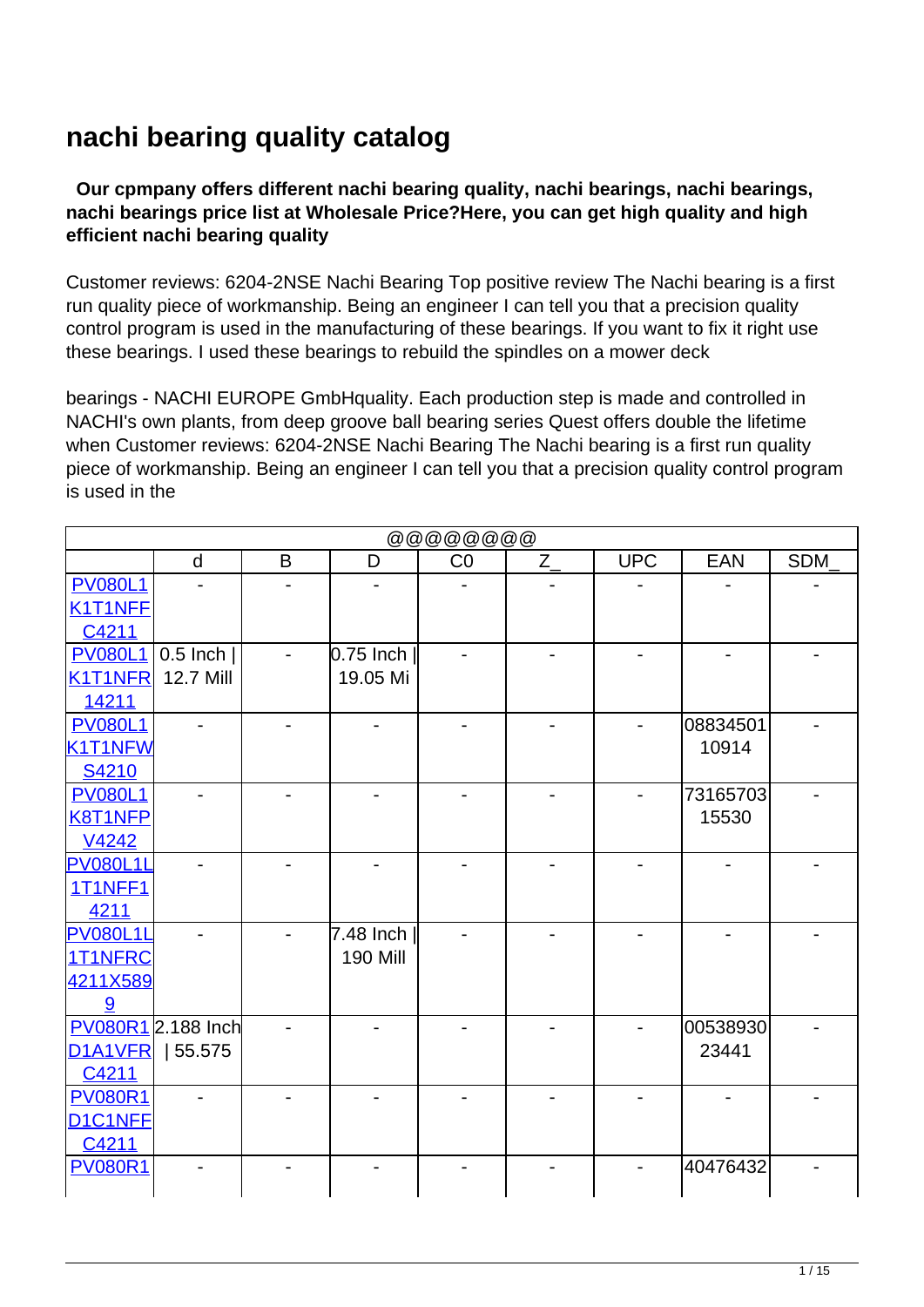# nachi bearing quality catalog

**Our cpmpany offers different nachi bearing quality, nachi bearings, nachi bearings, nachi bearings price list at Wholesale Price?Here, you can get high quality and high efficient nachi bearing quality**

Customer reviews: 6204-2NSE Nachi Bearing Top positive review The Nachi bearing is a first run quality piece of workmanship. Being an engineer I can tell you that a precision quality control program is used in the manufacturing of these bearings. If you want to fix it right use these bearings. I used these bearings to rebuild the spindles on a mower deck

bearings - NACHI EUROPE GmbHquality. Each production step is made and controlled in NACHI's own plants, from deep groove ball bearing series Quest offers double the lifetime when Customer reviews: 6204-2NSE Nachi Bearing The Nachi bearing is a first run quality piece of workmanship. Being an engineer I can tell you that a precision quality control program is used in the

| @@@@@@@ | | | | | | | | |
|---|---|---|---|---|---|---|---|---|
| | d | B | D | C0 | Z_ | UPC | EAN | SDM_ |
| PV080L1K1T1NFFC4211 | - | - | - | - | - | - | - | - |
| PV080L1K1T1NFR14211 | 0.5 Inch \| 12.7 Mill | - | 0.75 Inch \| 19.05 Mi | - | - | - | - | - |
| PV080L1K1T1NFWS4210 | - | - | - | - | - | - | 0883450110914 | - |
| PV080L1K8T1NFPV4242 | - | - | - | - | - | - | 7316570315530 | - |
| PV080L1L1T1NFF14211 | - | - | - | - | - | - | - | - |
| PV080L1L1T1NFRC4211X5899 | - | - | 7.48 Inch \| 190 Mill | - | - | - | - | - |
| PV080R1D1A1VFRC4211 | 2.188 Inch \| 55.575 | - | - | - | - | - | 0053893023441 | - |
| PV080R1D1C1NFFC4211 | - | - | - | - | - | - | - | - |
| PV080R1 | - | - | - | - | - | - | 40476432 | - |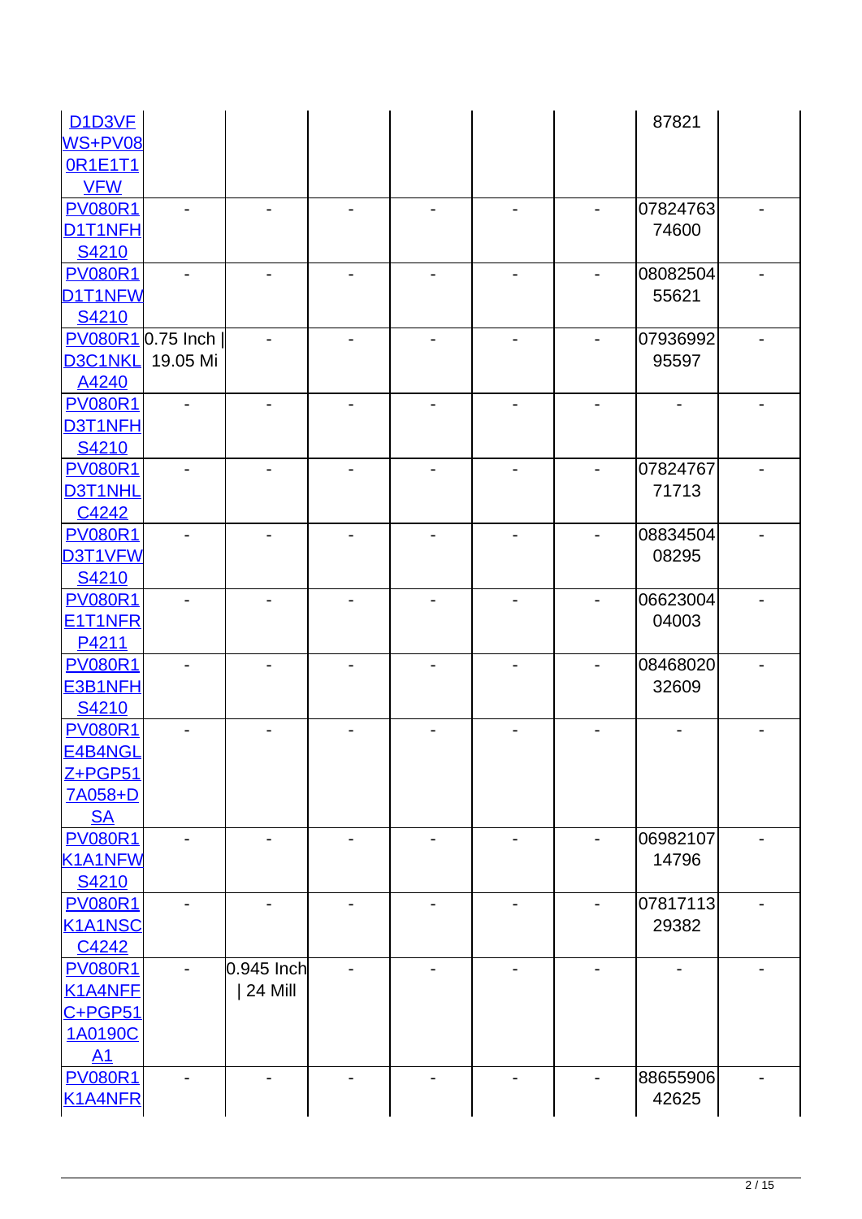| | | | | | | | | |
|---|---|---|---|---|---|---|---|---|
| D1D3VFWS+PV080R1E1T1VFW | | | | | | | 87821 | |
| PV080R1D1T1NFHS4210 | - | - | - | - | - | - | 0782476374600 | - |
| PV080R1D1T1NFWS4210 | - | - | - | - | - | - | 0808250455621 | - |
| PV080R1D3C1NKLA4240 | 0.75 Inch \| 19.05 Mi | - | - | - | - | - | 0793699295597 | - |
| PV080R1D3T1NFHS4210 | - | - | - | - | - | - | - | - |
| PV080R1D3T1NHLC4242 | - | - | - | - | - | - | 0782476771713 | - |
| PV080R1D3T1VFWS4210 | - | - | - | - | - | - | 0883450408295 | - |
| PV080R1E1T1NFRP4211 | - | - | - | - | - | - | 0662300404003 | - |
| PV080R1E3B1NFHS4210 | - | - | - | - | - | - | 0846802032609 | - |
| PV080R1E4B4NGLZ+PGP517A058+DSA | - | - | - | - | - | - | - | - |
| PV080R1K1A1NFWS4210 | - | - | - | - | - | - | 0698210714796 | - |
| PV080R1K1A1NSCC4242 | - | - | - | - | - | - | 0781711329382 | - |
| PV080R1K1A4NFFC+PGP511A0190CA1 | - | 0.945 Inch \| 24 Mill | - | - | - | - | - | - |
| PV080R1K1A4NFR | - | - | - | - | - | - | 8865590642625 | - |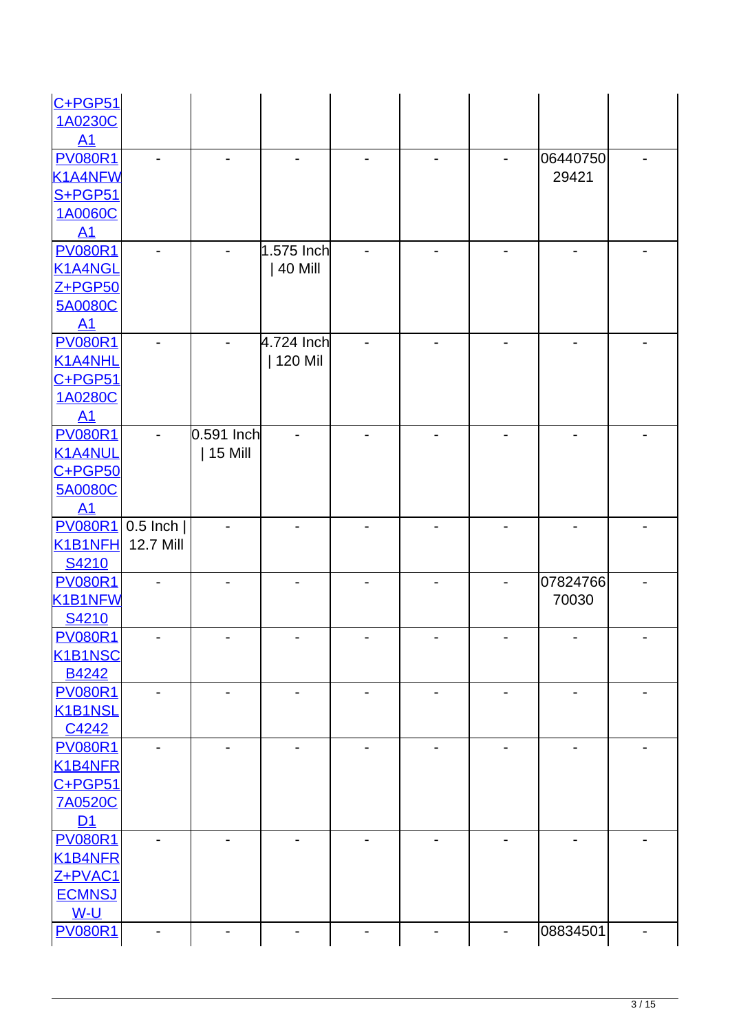| | | | | | | | | |
|---|---|---|---|---|---|---|---|---|
| C+PGP511A0230CA1 | | | | | | | | |
| PV080R1K1A4NFWS+PGP511A0060CA1 | - | - | - | - | - | - | 0644075029421 | - |
| PV080R1K1A4NGLZ+PGP505A0080CA1 | - | - | 1.575 Inch \| 40 Mill | - | - | - | - | - |
| PV080R1K1A4NHLC+PGP511A0280CA1 | - | - | 4.724 Inch \| 120 Mil | - | - | - | - | - |
| PV080R1K1A4NULC+PGP505A0080CA1 | - | 0.591 Inch \| 15 Mill | - | - | - | - | - | - |
| PV080R1K1B1NFHS4210 | 0.5 Inch \| 12.7 Mill | - | - | - | - | - | - | - |
| PV080R1K1B1NFWS4210 | - | - | - | - | - | - | 0782476670030 | - |
| PV080R1K1B1NSCB4242 | - | - | - | - | - | - | - | - |
| PV080R1K1B1NSLC4242 | - | - | - | - | - | - | - | - |
| PV080R1K1B4NFRC+PGP517A0520CD1 | - | - | - | - | - | - | - | - |
| PV080R1K1B4NFRZ+PVAC1ECMNSJW-U | - | - | - | - | - | - | - | - |
| PV080R1 | - | - | - | - | - | - | 08834501 | - |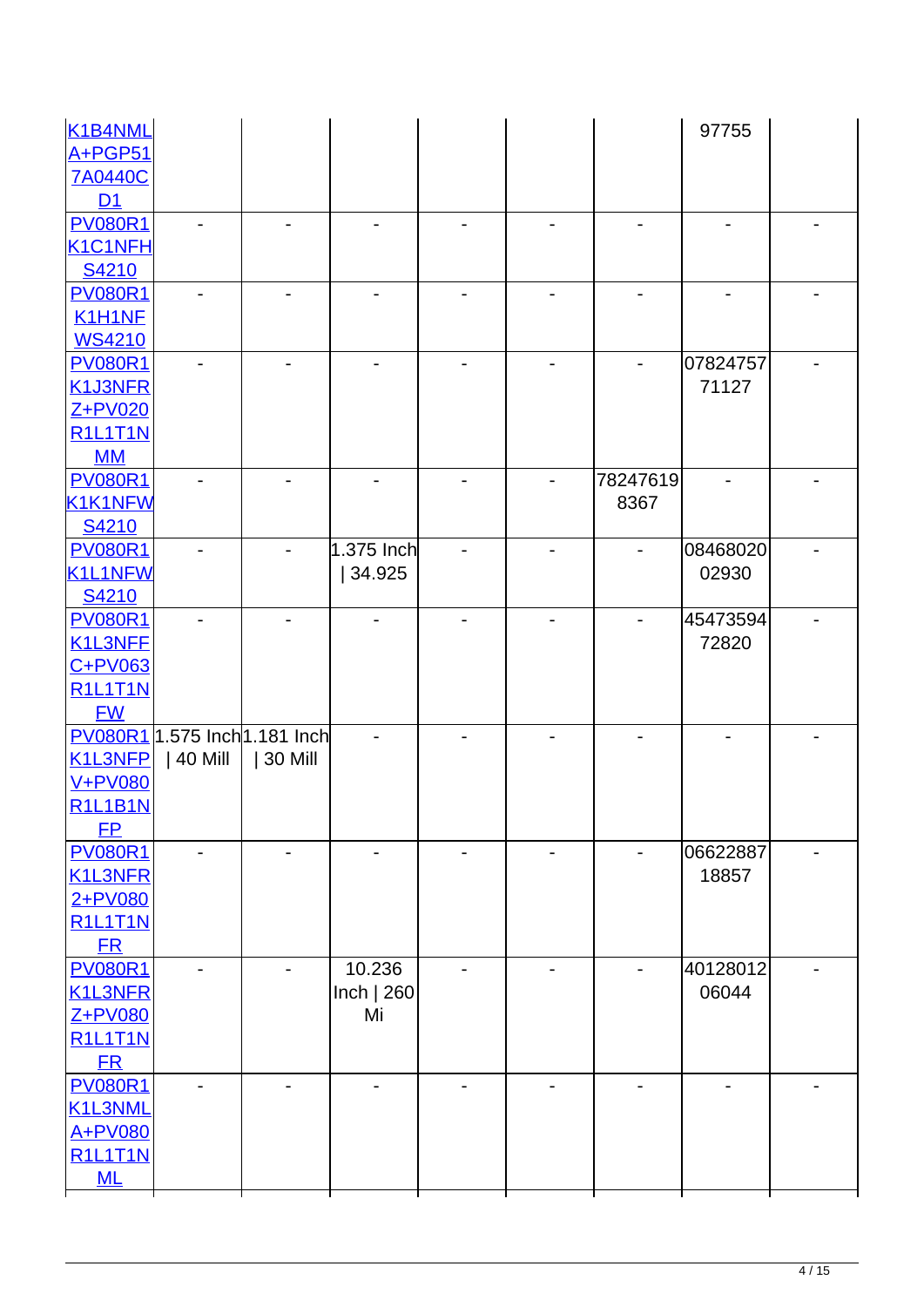| | | | | | | | | |
|---|---|---|---|---|---|---|---|---|
| K1B4NMLA+PGP517A0440CD1 | | | | | | | 97755 | |
| PV080R1K1C1NFHS4210 | - | - | - | - | - | - | - | - |
| PV080R1K1H1NFWS4210 | - | - | - | - | - | - | - | - |
| PV080R1K1J3NFRZ+PV020R1L1T1NMM | - | - | - | - | - | - | 0782475771127 | - |
| PV080R1K1K1NFWS4210 | - | - | - | - | - | 782476198367 | - | - |
| PV080R1K1L1NFWS4210 | - | - | 1.375 Inch \| 34.925 | - | - | - | 0846802002930 | - |
| PV080R1K1L3NFFC+PV063R1L1T1NFW | - | - | - | - | - | - | 4547359472820 | - |
| PV080R1K1L3NFPV+PV080R1L1B1NFP | 1.575 Inch \| 40 Mill | 1.181 Inch \| 30 Mill | - | - | - | - | - | - |
| PV080R1K1L3NFR2+PV080R1L1T1NFR | - | - | - | - | - | - | 0662288718857 | - |
| PV080R1K1L3NFRZ+PV080R1L1T1NFR | - | - | 10.236 Inch \| 260 Mi | - | - | - | 4012801206044 | - |
| PV080R1K1L3NMLA+PV080R1L1T1NML | - | - | - | - | - | - | - | - |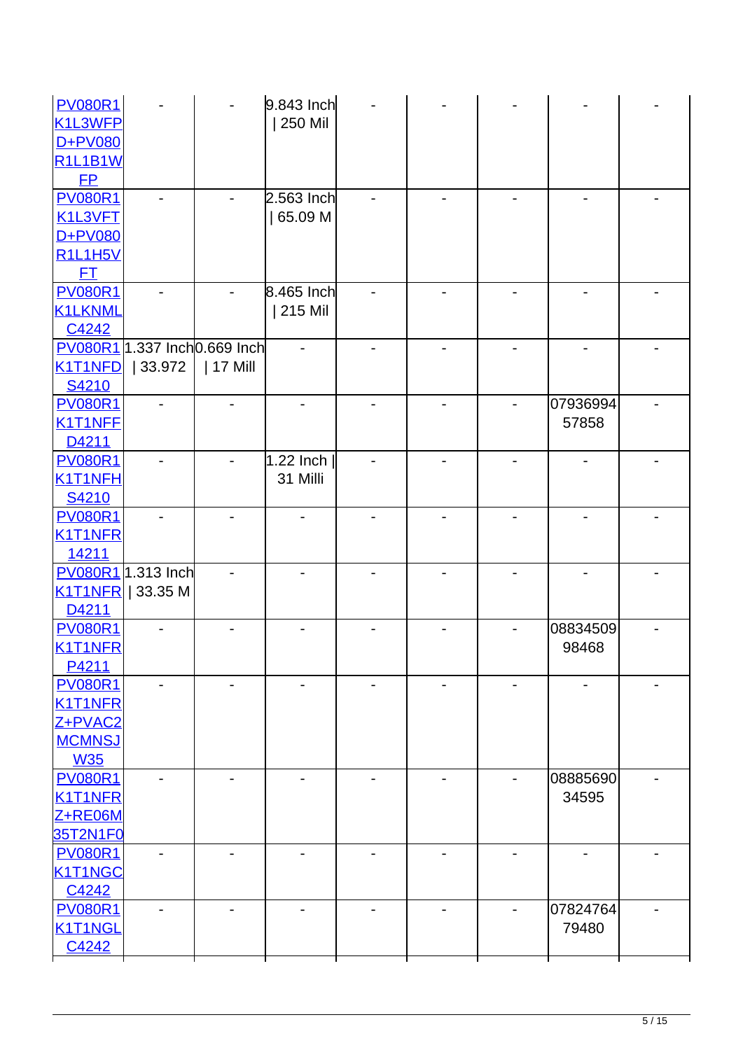| | | | | | | | | | |
|---|---|---|---|---|---|---|---|---|---|
| PV080R1K1L3WFPD+PV080R1L1B1WFP | - | - | 9.843 Inch \| 250 Mil | - | - | - | - | - |
| PV080R1K1L3VFTD+PV080R1L1H5VFT | - | - | 2.563 Inch \| 65.09 M | - | - | - | - | - |
| PV080R1K1LKNMLC4242 | - | - | 8.465 Inch \| 215 Mil | - | - | - | - | - |
| PV080R1K1T1NFDS4210 | 1.337 Inch \| 33.972 | 0.669 Inch \| 17 Mill | - | - | - | - | - | - |
| PV080R1K1T1NFFD4211 | - | - | - | - | - | - | 0793699457858 | - |
| PV080R1K1T1NFHS4210 | - | - | 1.22 Inch \| 31 Milli | - | - | - | - | - |
| PV080R1K1T1NFR14211 | - | - | - | - | - | - | - | - |
| PV080R1K1T1NFRD4211 | 1.313 Inch \| 33.35 M | - | - | - | - | - | - | - |
| PV080R1K1T1NFRP4211 | - | - | - | - | - | - | 0883450998468 | - |
| PV080R1K1T1NFRZ+PVAC2MCMNSJW35 | - | - | - | - | - | - | - | - |
| PV080R1K1T1NFRZ+RE06M35T2N1F0 | - | - | - | - | - | - | 0888569034595 | - |
| PV080R1K1T1NGCC4242 | - | - | - | - | - | - | - | - |
| PV080R1K1T1NGLC4242 | - | - | - | - | - | - | 0782476479480 | - |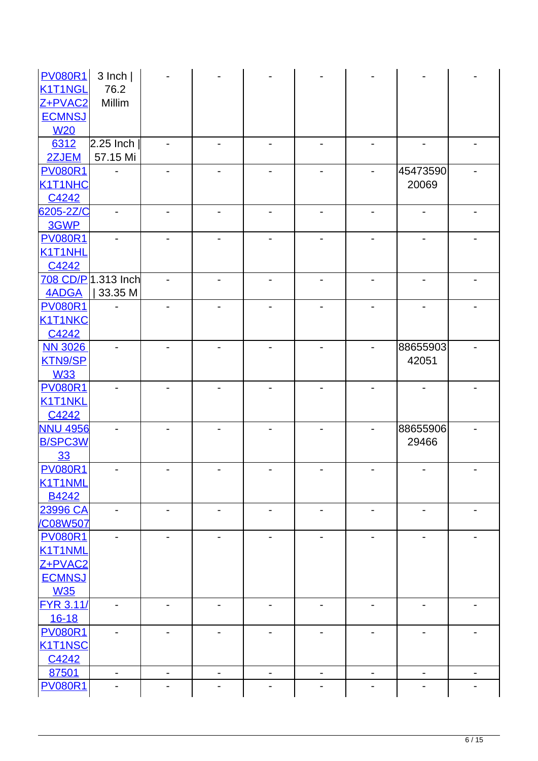| PV080R1K1T1NGLZ+PVAC2ECMNSJW20 | 3 Inch \| 76.2 Millim | - | - | - | - | - | - | - |
|---|---|---|---|---|---|---|---|---|
| 6312 2ZJEM | 2.25 Inch \| 57.15 Mi | - | - | - | - | - | - | - |
| PV080R1K1T1NHCC4242 | - | - | - | - | - | - | 4547359020069 | - |
| 6205-2Z/C3GWP | - | - | - | - | - | - | - | - |
| PV080R1K1T1NHLC4242 | - | - | - | - | - | - | - | - |
| 708 CD/P4ADGA | 1.313 Inch \| 33.35 M | - | - | - | - | - | - | - |
| PV080R1K1T1NKCC4242 | - | - | - | - | - | - | - | - |
| NN 3026 KTN9/SPW33 | - | - | - | - | - | - | 8865590342051 | - |
| PV080R1K1T1NKLC4242 | - | - | - | - | - | - | - | - |
| NNU 4956 B/SPC3W33 | - | - | - | - | - | - | 8865590629466 | - |
| PV080R1K1T1NMLB4242 | - | - | - | - | - | - | - | - |
| 23996 CA/C08W507 | - | - | - | - | - | - | - | - |
| PV080R1K1T1NMLZ+PVAC2ECMNSJW35 | - | - | - | - | - | - | - | - |
| FYR 3.11/16-18 | - | - | - | - | - | - | - | - |
| PV080R1K1T1NSCC4242 | - | - | - | - | - | - | - | - |
| 87501 | - | - | - | - | - | - | - | - |
| PV080R1 | - | - | - | - | - | - | - | - |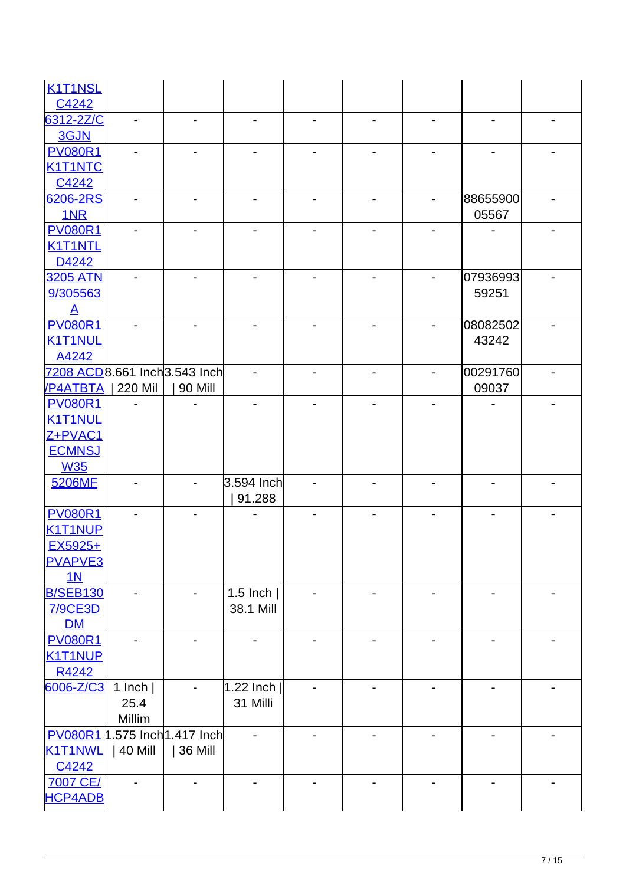| | | | | | | | | |
|---|---|---|---|---|---|---|---|---|
| K1T1NSL C4242 | | | | | | | | |
| 6312-2Z/C 3GJN | - | - | - | - | - | - | - | - |
| PV080R1 K1T1NTC C4242 | - | - | - | - | - | - | - | - |
| 6206-2RS 1NR | - | - | - | - | - | - | 88655900 05567 | - |
| PV080R1 K1T1NTL D4242 | - | - | - | - | - | - | - | - |
| 3205 ATN 9/305563 A | - | - | - | - | - | - | 07936993 59251 | - |
| PV080R1 K1T1NUL A4242 | - | - | - | - | - | - | 08082502 43242 | - |
| 7208 ACD /P4ATBTA | 8.661 Inch \| 220 Mil | 3.543 Inch \| 90 Mill | - | - | - | - | 00291760 09037 | - |
| PV080R1 K1T1NUL Z+PVAC1 ECMNSJ W35 | - | - | - | - | - | - | - | - |
| 5206MF | - | - | 3.594 Inch \| 91.288 | - | - | - | - | - |
| PV080R1 K1T1NUP EX5925+ PVAPVE3 1N | - | - | - | - | - | - | - | - |
| B/SEB130 7/9CE3D DM | - | - | 1.5 Inch \| 38.1 Mill | - | - | - | - | - |
| PV080R1 K1T1NUP R4242 | - | - | - | - | - | - | - | - |
| 6006-Z/C3 | 1 Inch \| 25.4 Millim | - | 1.22 Inch \| 31 Milli | - | - | - | - | - |
| PV080R1 K1T1NWL C4242 | 1.575 Inch \| 40 Mill | 1.417 Inch \| 36 Mill | - | - | - | - | - | - |
| 7007 CE/ HCP4ADB | - | - | - | - | - | - | - | - |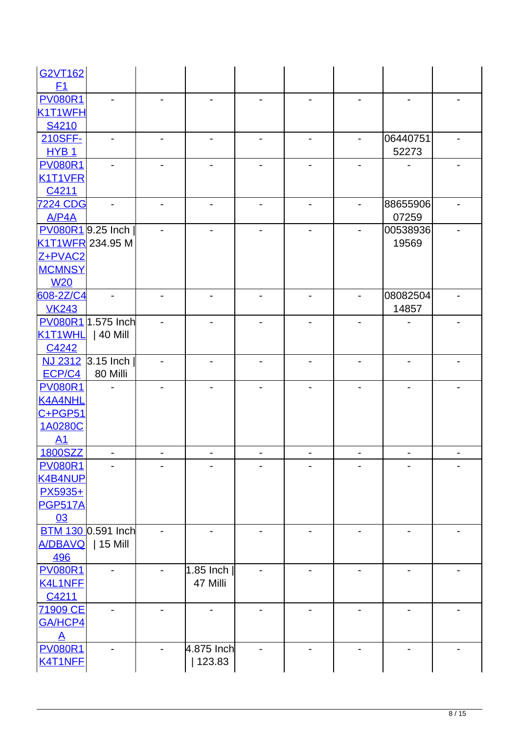| | | | | | | | | |
|---|---|---|---|---|---|---|---|---|
| G2VT162F1 | | | | | | | | |
| PV080R1K1T1WFHS4210 | - | - | - | - | - | - | - | - |
| 210SFF-HYB 1 | - | - | - | - | - | - | 0644075152273 | - |
| PV080R1K1T1VFRC4211 | - | - | - | - | - | - | - | - |
| 7224 CDG A/P4A | - | - | - | - | - | - | 8865590607259 | - |
| PV080R1K1T1WFRZ+PVAC2MCMNSYW20 | 9.25 Inch \| 234.95 M | - | - | - | - | - | 0053893619569 | - |
| 608-2Z/C4VK243 | - | - | - | - | - | - | 0808250414857 | - |
| PV080R1K1T1WHLC4242 | 1.575 Inch \| 40 Mill | - | - | - | - | - | - | - |
| NJ 2312 ECP/C4 | 3.15 Inch \| 80 Milli | - | - | - | - | - | - | - |
| PV080R1K4A4NHLC+PGP511A0280CA1 | - | - | - | - | - | - | - | - |
| 1800SZZ | - | - | - | - | - | - | - | - |
| PV080R1K4B4NUPPX5935+PGP517A03 | - | - | - | - | - | - | - | - |
| BTM 130 A/DBAVQ496 | 0.591 Inch \| 15 Mill | - | - | - | - | - | - | - |
| PV080R1K4L1NFFC4211 | - | - | 1.85 Inch \| 47 Milli | - | - | - | - | - |
| 71909 CEGA/HCP4A | - | - | - | - | - | - | - | - |
| PV080R1K4T1NFF | - | - | 4.875 Inch \| 123.83 | - | - | - | - | - |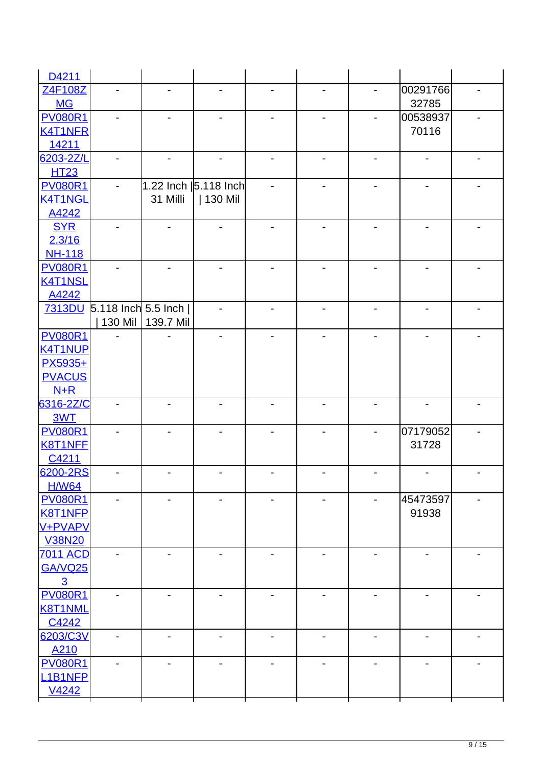| | | | | | | | | |
|---|---|---|---|---|---|---|---|---|
| D4211 | | | | | | | | |
| Z4F108Z MG | - | - | - | - | - | - | 00291766 32785 | - |
| PV080R1 K4T1NFR 14211 | - | - | - | - | - | - | 00538937 70116 | - |
| 6203-2Z/L HT23 | - | - | - | - | - | - | - | - |
| PV080R1 K4T1NGL A4242 | - | 1.22 Inch \| 31 Milli | 5.118 Inch \| 130 Mil | - | - | - | - | - |
| SYR 2.3/16 NH-118 | - | - | - | - | - | - | - | - |
| PV080R1 K4T1NSL A4242 | - | - | - | - | - | - | - | - |
| 7313DU | 5.118 Inch \| 130 Mil | 5.5 Inch \| 139.7 Mil | - | - | - | - | - | - |
| PV080R1 K4T1NUP PX5935+ PVACUS N+R | - | - | - | - | - | - | - | - |
| 6316-2Z/C 3WT | - | - | - | - | - | - | - | - |
| PV080R1 K8T1NFF C4211 | - | - | - | - | - | - | 07179052 31728 | - |
| 6200-2RS H/W64 | - | - | - | - | - | - | - | - |
| PV080R1 K8T1NFP V+PVAPV V38N20 | - | - | - | - | - | - | 45473597 91938 | - |
| 7011 ACD GA/VQ25 3 | - | - | - | - | - | - | - | - |
| PV080R1 K8T1NML C4242 | - | - | - | - | - | - | - | - |
| 6203/C3V A210 | - | - | - | - | - | - | - | - |
| PV080R1 L1B1NFP V4242 | - | - | - | - | - | - | - | - |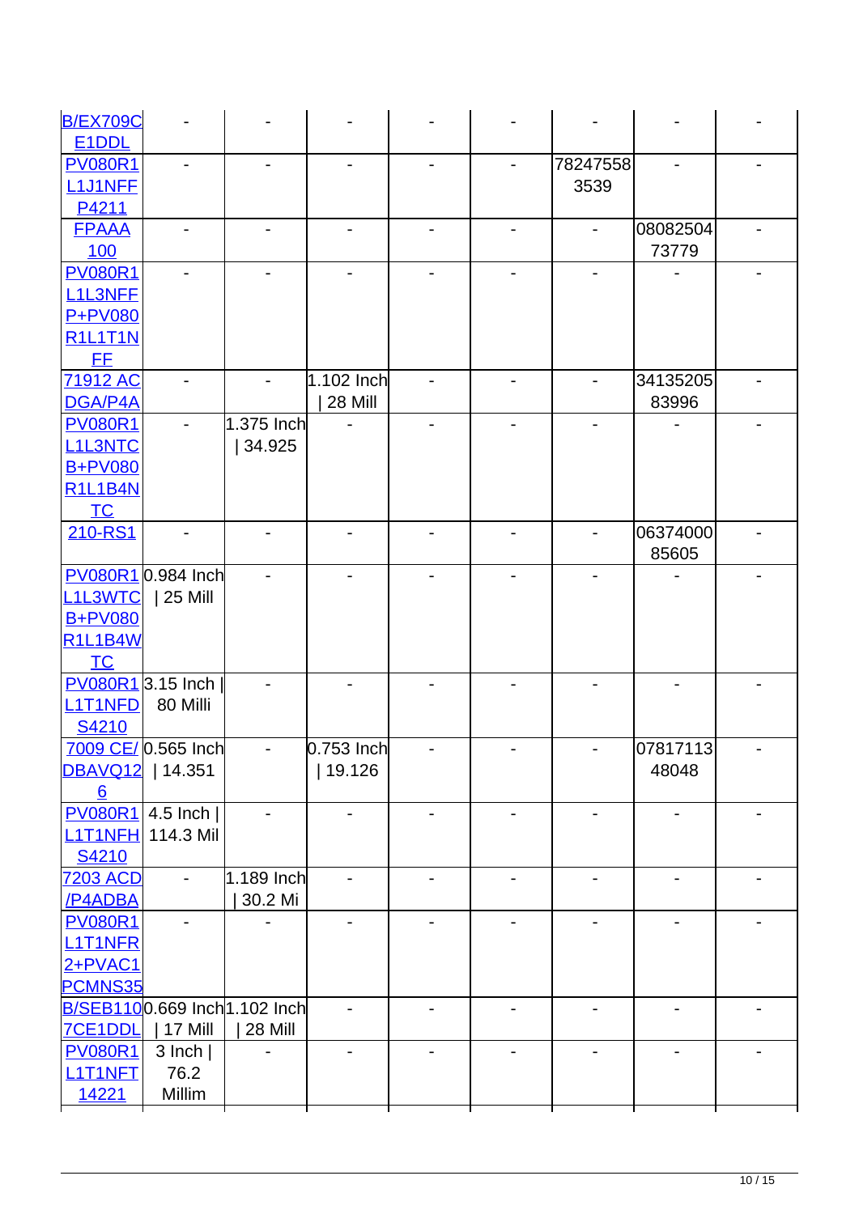| | | | | | | | | |
|---|---|---|---|---|---|---|---|---|
| B/EX709CE1DDL | - | - | - | - | - | - | - | - |
| PV080R1L1J1NFFP4211 | - | - | - | - | - | 782475583539 | - | - |
| FPAAA100 | - | - | - | - | - | - | 0808250473779 | - |
| PV080R1L1L3NFFP+PV080R1L1T1NFF | - | - | - | - | - | - | - | - |
| 71912 ACDGA/P4A | - | - | 1.102 Inch \| 28 Mill | - | - | - | 3413520583996 | - |
| PV080R1L1L3NTCB+PV080R1L1B4NTC | - | 1.375 Inch \| 34.925 | - | - | - | - | - | - |
| 210-RS1 | - | - | - | - | - | - | 0637400085605 | - |
| PV080R1L1L3WTCB+PV080R1L1B4WTC | 0.984 Inch \| 25 Mill | - | - | - | - | - | - | - |
| PV080R1L1T1NFDS4210 | 3.15 Inch \| 80 Milli | - | - | - | - | - | - | - |
| 7009 CE/DBAVQ126 | 0.565 Inch \| 14.351 | - | 0.753 Inch \| 19.126 | - | - | - | 0781711348048 | - |
| PV080R1L1T1NFHS4210 | 4.5 Inch \| 114.3 Mil | - | - | - | - | - | - | - |
| 7203 ACD/P4ADBA | - | 1.189 Inch \| 30.2 Mi | - | - | - | - | - | - |
| PV080R1L1T1NFR2+PVAC1PCMNS35 | - | - | - | - | - | - | - | - |
| B/SEB1107CE1DDL | 0.669 Inch \| 17 Mill | 1.102 Inch \| 28 Mill | - | - | - | - | - | - |
| PV080R1L1T1NFT14221 | 3 Inch \| 76.2 Millim | - | - | - | - | - | - | - |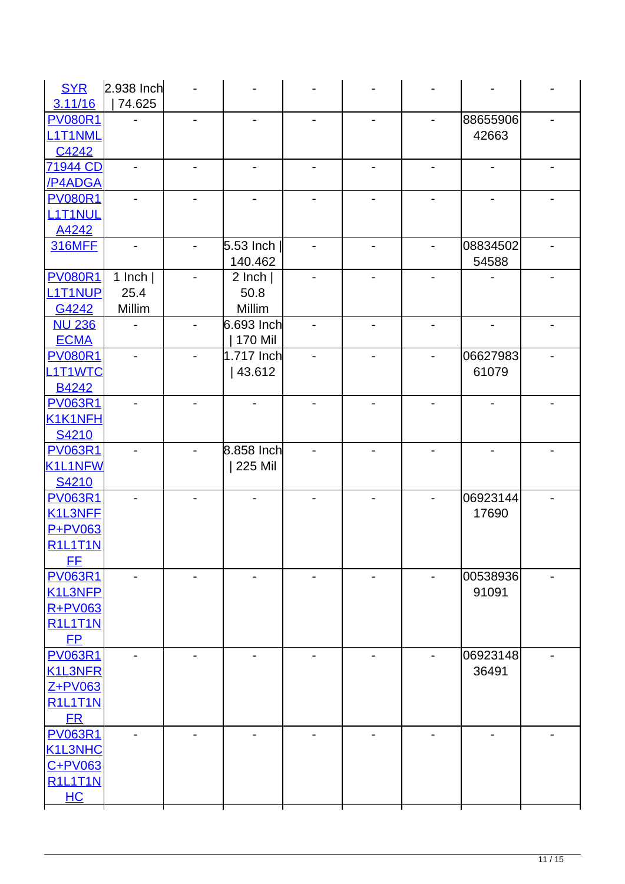| | | | | | | | | |
|---|---|---|---|---|---|---|---|---|
| SYR 3.11/16 | 2.938 Inch \| 74.625 | - | - | - | - | - | - | - |
| PV080R1L1T1NMLC4242 | - | - | - | - | - | - | 8865590642663 | - |
| 71944 CD/P4ADGA | - | - | - | - | - | - | - | - |
| PV080R1L1T1NULA4242 | - | - | - | - | - | - | - | - |
| 316MFF | - | - | 5.53 Inch \| 140.462 | - | - | - | 0883450254588 | - |
| PV080R1L1T1NUPG4242 | 1 Inch \| 25.4 Millim | - | 2 Inch \| 50.8 Millim | - | - | - | - | - |
| NU 236 ECMA | - | - | 6.693 Inch \| 170 Mil | - | - | - | - | - |
| PV080R1L1T1WTCB4242 | - | - | 1.717 Inch \| 43.612 | - | - | - | 0662798361079 | - |
| PV063R1K1K1NFHS4210 | - | - | - | - | - | - | - | - |
| PV063R1K1L1NFWS4210 | - | - | 8.858 Inch \| 225 Mil | - | - | - | - | - |
| PV063R1K1L3NFFP+PV063R1L1T1NFF | - | - | - | - | - | - | 0692314417690 | - |
| PV063R1K1L3NFPR+PV063R1L1T1NFP | - | - | - | - | - | - | 0053893691091 | - |
| PV063R1K1L3NFRZ+PV063R1L1T1NFR | - | - | - | - | - | - | 0692314836491 | - |
| PV063R1K1L3NHCC+PV063R1L1T1NHC | - | - | - | - | - | - | - | - |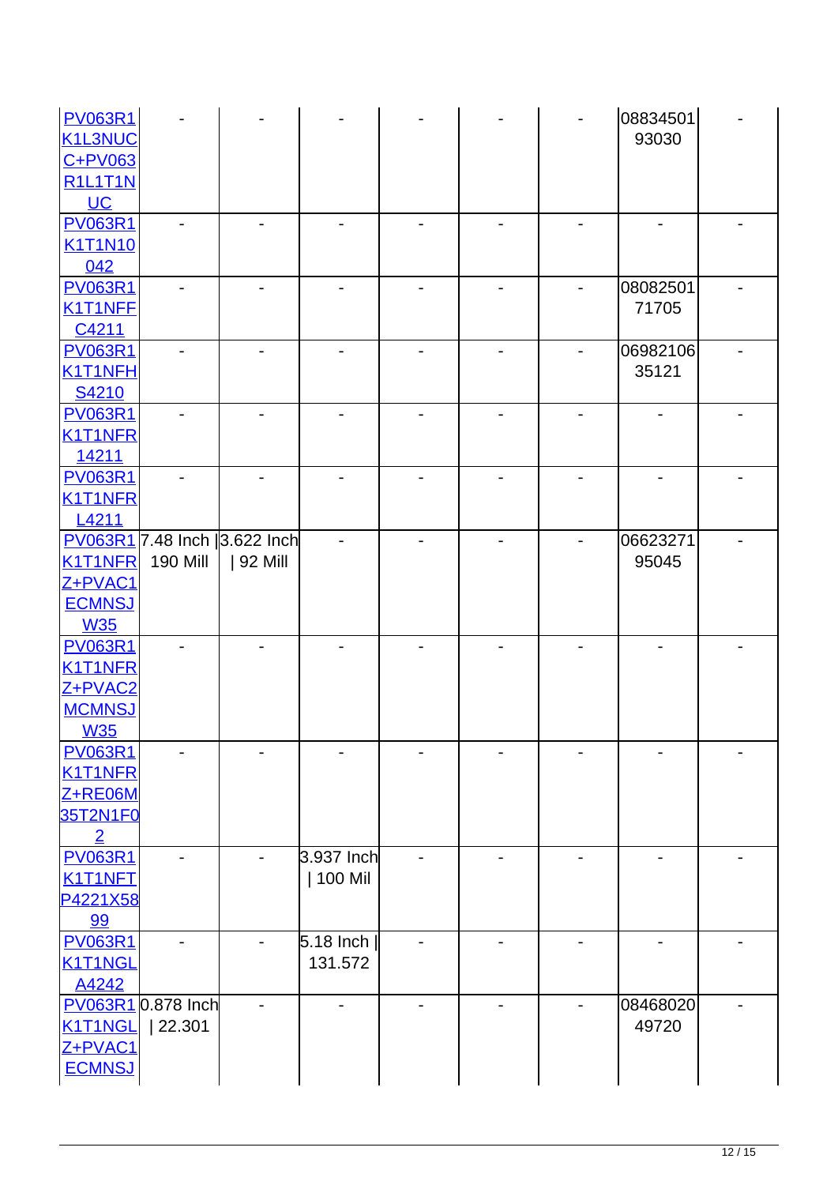| | | | | | | | | |
|---|---|---|---|---|---|---|---|---|
| PV063R1K1L3NUCC+PV063R1L1T1NUC | - | - | - | - | - | - | 0883450193030 | - |
| PV063R1K1T1N10042 | - | - | - | - | - | - | - | - |
| PV063R1K1T1NFFC4211 | - | - | - | - | - | - | 0808250171705 | - |
| PV063R1K1T1NFHS4210 | - | - | - | - | - | - | 0698210635121 | - |
| PV063R1K1T1NFR14211 | - | - | - | - | - | - | - | - |
| PV063R1K1T1NFRL4211 | - | - | - | - | - | - | - | - |
| PV063R1K1T1NFRZ+PVAC1ECMNSJW35 | 7.48 Inch \| 190 Mill | 3.622 Inch \| 92 Mill | - | - | - | - | 0662327195045 | - |
| PV063R1K1T1NFRZ+PVAC2MCMNSJW35 | - | - | - | - | - | - | - | - |
| PV063R1K1T1NFRZ+RE06M35T2N1F02 | - | - | - | - | - | - | - | - |
| PV063R1K1T1NFTP4221X5899 | - | - | 3.937 Inch \| 100 Mil | - | - | - | - | - |
| PV063R1K1T1NGLA4242 | - | - | 5.18 Inch \| 131.572 | - | - | - | - | - |
| PV063R1K1T1NGLZ+PVAC1ECMNSJ | 0.878 Inch \| 22.301 | - | - | - | - | - | 0846802049720 | - |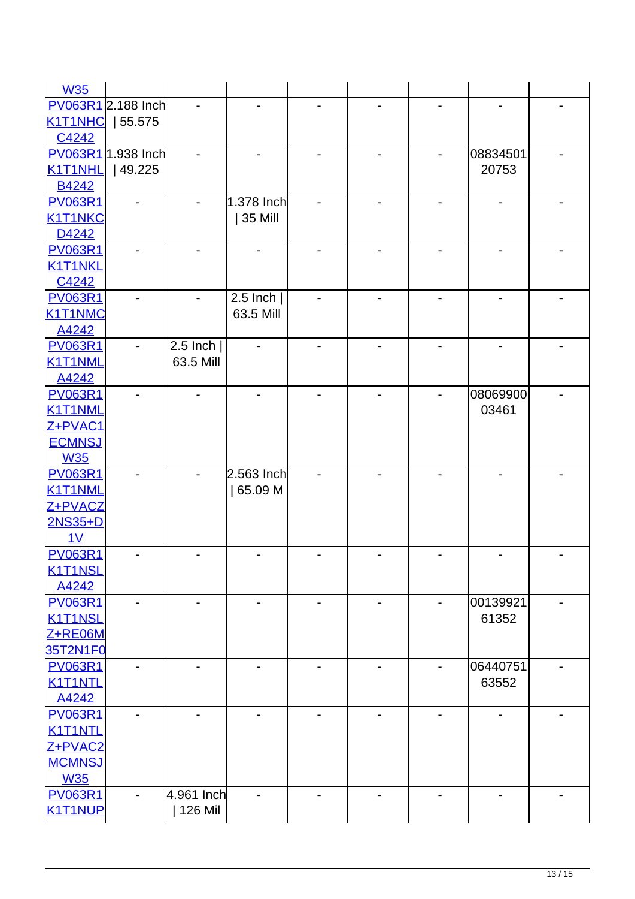| | | | | | | | | |
|---|---|---|---|---|---|---|---|---|
| W35 | | | | | | | | |
| PV063R1K1T1NHCC4242 | 2.188 Inch \| 55.575 | - | - | - | - | - | - | - |
| PV063R1K1T1NHLB4242 | 1.938 Inch \| 49.225 | - | - | - | - | - | 0883450120753 | - |
| PV063R1K1T1NKCD4242 | - | - | 1.378 Inch \| 35 Mill | - | - | - | - | - |
| PV063R1K1T1NKLC4242 | - | - | - | - | - | - | - | - |
| PV063R1K1T1NMCA4242 | - | - | 2.5 Inch \| 63.5 Mill | - | - | - | - | - |
| PV063R1K1T1NMLA4242 | - | 2.5 Inch \| 63.5 Mill | - | - | - | - | - | - |
| PV063R1K1T1NMLZ+PVAC1ECMNSJW35 | - | - | - | - | - | - | 0806990003461 | - |
| PV063R1K1T1NMLZ+PVACZ2NS35+D1V | - | - | 2.563 Inch \| 65.09 M | - | - | - | - | - |
| PV063R1K1T1NSLA4242 | - | - | - | - | - | - | - | - |
| PV063R1K1T1NSLZ+RE06M35T2N1F0 | - | - | - | - | - | - | 0013992161352 | - |
| PV063R1K1T1NTLA4242 | - | - | - | - | - | - | 0644075163552 | - |
| PV063R1K1T1NTLZ+PVAC2MCMNSJW35 | - | - | - | - | - | - | - | - |
| PV063R1K1T1NUP | - | 4.961 Inch \| 126 Mil | - | - | - | - | - | - |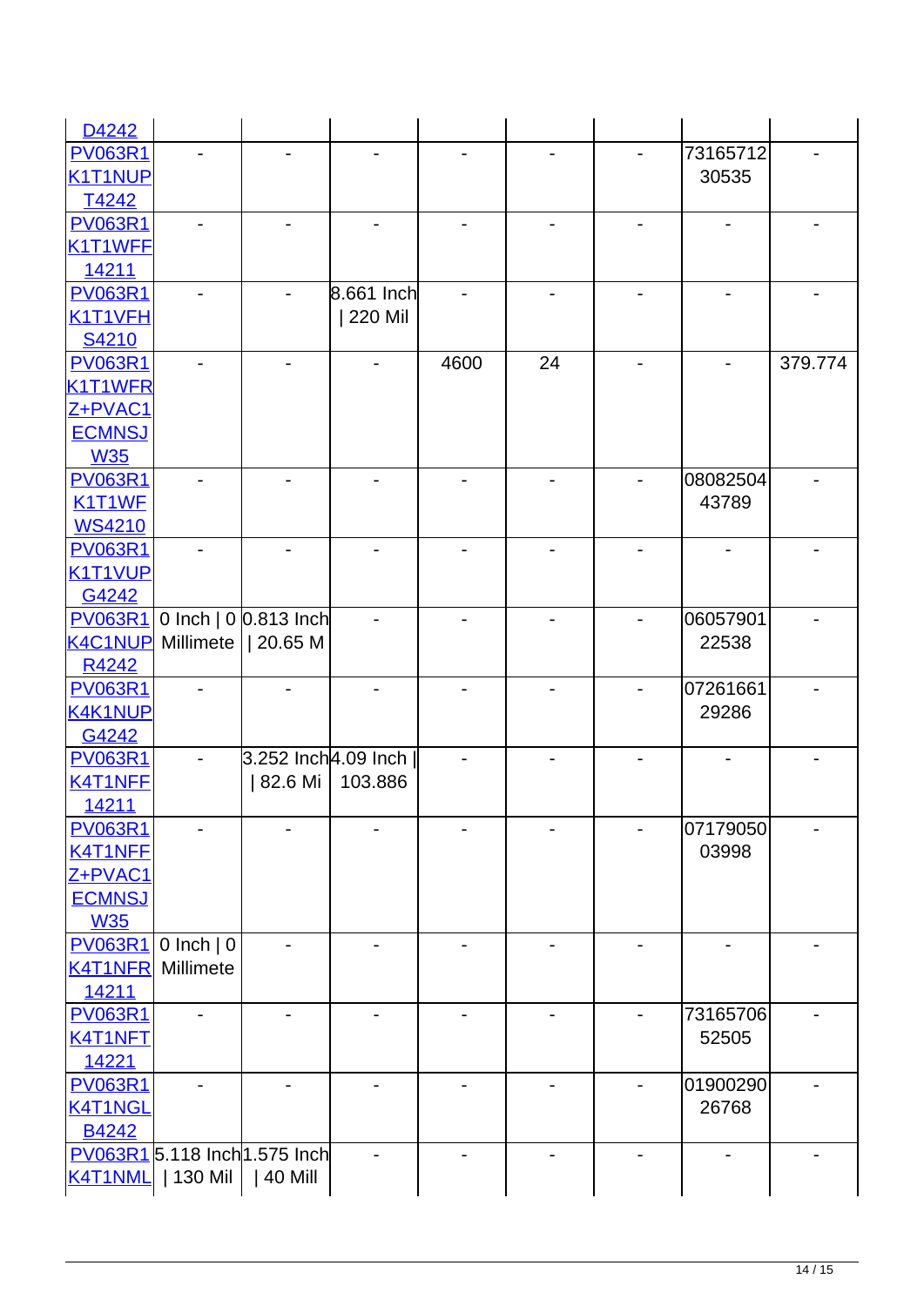| | | | | | | | | |
|---|---|---|---|---|---|---|---|---|
| D4242 | | | | | | | | |
| PV063R1K1T1NUPT4242 | - | - | - | - | - | - | 7316571230535 | - |
| PV063R1K1T1WFF14211 | - | - | - | - | - | - | - | - |
| PV063R1K1T1VFHS4210 | - | - | 8.661 Inch \| 220 Mil | - | - | - | - | - |
| PV063R1K1T1WFRZ+PVAC1ECMNSJW35 | - | - | - | 4600 | 24 | - | - | 379.774 |
| PV063R1K1T1WFWS4210 | - | - | - | - | - | - | 0808250443789 | - |
| PV063R1K1T1VUPG4242 | - | - | - | - | - | - | - | - |
| PV063R1K4C1NUPR4242 | 0 Inch \| 0 Millimete | 0.813 Inch \| 20.65 M | - | - | - | - | 0605790122538 | - |
| PV063R1K4K1NUPG4242 | - | - | - | - | - | - | 0726166129286 | - |
| PV063R1K4T1NFF14211 | - | 3.252 Inch \| 82.6 Mi | 4.09 Inch \| 103.886 | - | - | - | - | - |
| PV063R1K4T1NFFZ+PVAC1ECMNSJW35 | - | - | - | - | - | - | 0717905003998 | - |
| PV063R1K4T1NFR14211 | 0 Inch \| 0 Millimete | - | - | - | - | - | - | - |
| PV063R1K4T1NFT14221 | - | - | - | - | - | - | 7316570652505 | - |
| PV063R1K4T1NGLB4242 | - | - | - | - | - | - | 0190029026768 | - |
| PV063R1K4T1NML | 5.118 Inch \| 130 Mil | 1.575 Inch \| 40 Mill | - | - | - | - | - | - |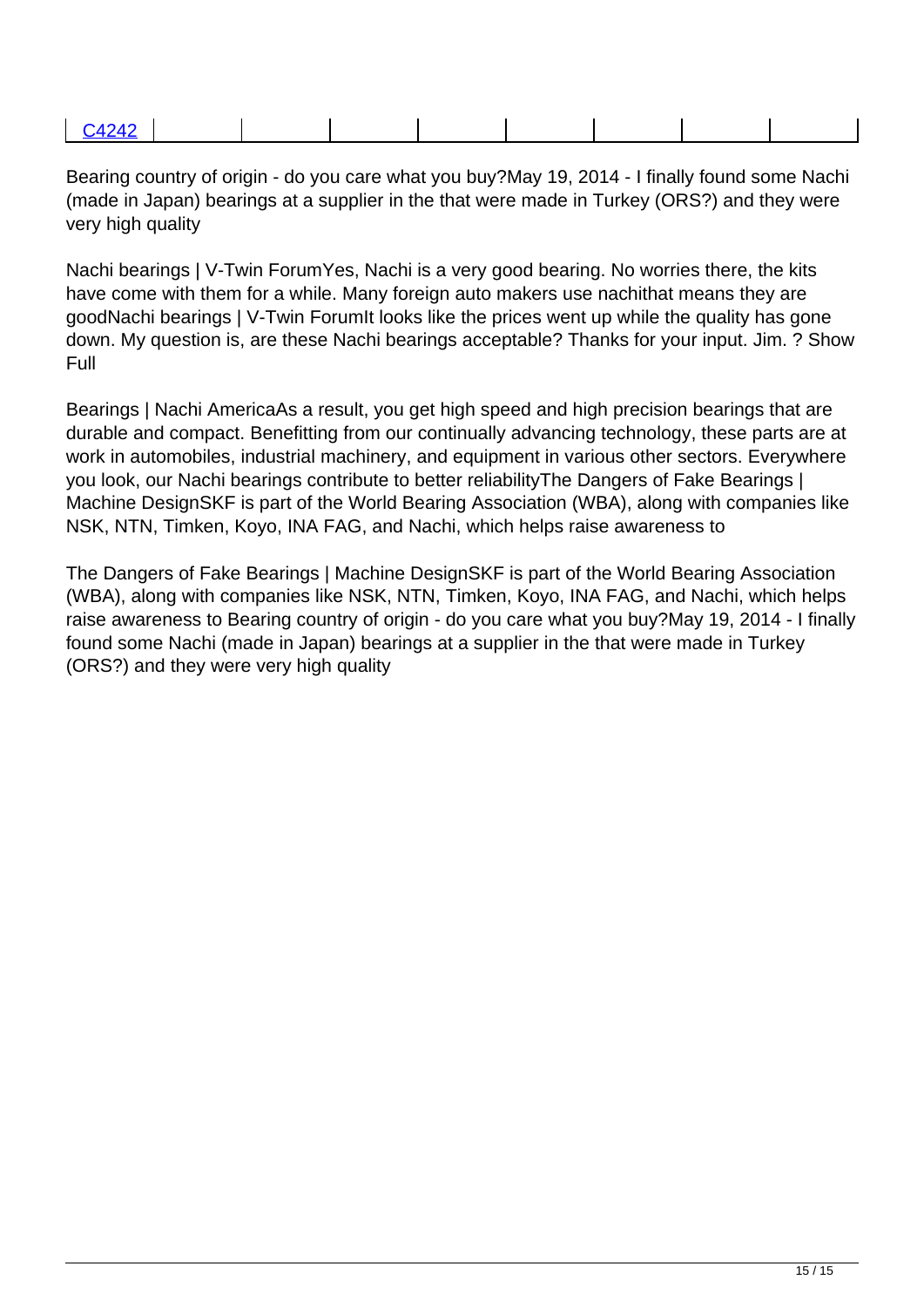| | | | | | | | | |
|---|---|---|---|---|---|---|---|---|
| C4242 | | | | | | | | |

Bearing country of origin - do you care what you buy?May 19, 2014 - I finally found some Nachi (made in Japan) bearings at a supplier in the that were made in Turkey (ORS?) and they were very high quality

Nachi bearings | V-Twin ForumYes, Nachi is a very good bearing. No worries there, the kits have come with them for a while. Many foreign auto makers use nachithat means they are goodNachi bearings | V-Twin ForumIt looks like the prices went up while the quality has gone down. My question is, are these Nachi bearings acceptable? Thanks for your input. Jim. ? Show Full

Bearings | Nachi AmericaAs a result, you get high speed and high precision bearings that are durable and compact. Benefitting from our continually advancing technology, these parts are at work in automobiles, industrial machinery, and equipment in various other sectors. Everywhere you look, our Nachi bearings contribute to better reliabilityThe Dangers of Fake Bearings | Machine DesignSKF is part of the World Bearing Association (WBA), along with companies like NSK, NTN, Timken, Koyo, INA FAG, and Nachi, which helps raise awareness to

The Dangers of Fake Bearings | Machine DesignSKF is part of the World Bearing Association (WBA), along with companies like NSK, NTN, Timken, Koyo, INA FAG, and Nachi, which helps raise awareness to Bearing country of origin - do you care what you buy?May 19, 2014 - I finally found some Nachi (made in Japan) bearings at a supplier in the that were made in Turkey (ORS?) and they were very high quality